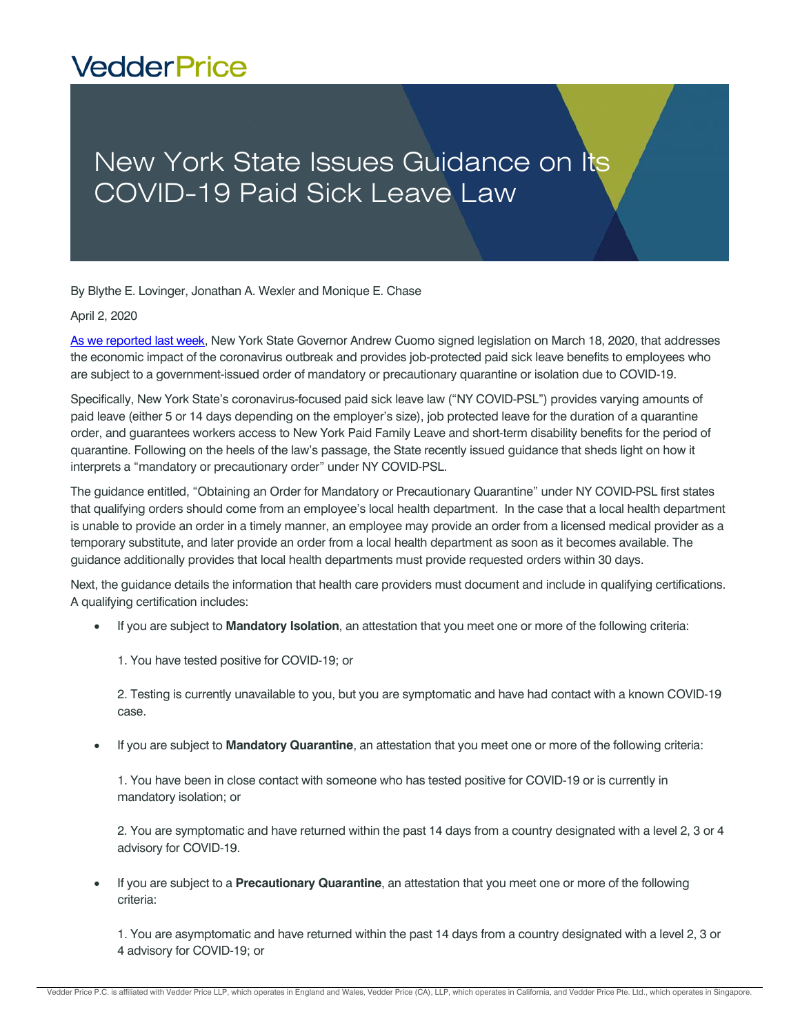VedderPrice

# New York State Issues Guidance on Its COVID-19 Paid Sick Leave Law

By Blythe E. Lovinger, Jonathan A. Wexler and Monique E. Chase

April 2, 2020

As we reported last week, New York State Governor Andrew Cuomo signed legislation on March 18, 2020, that addresses the economic impact of the coronavirus outbreak and provides job-protected paid sick leave benefits to employees who are subject to a government-issued order of mandatory or precautionary quarantine or isolation due to COVID-19.

Specifically, New York State's coronavirus-focused paid sick leave law ("NY COVID-PSL") provides varying amounts of paid leave (either 5 or 14 days depending on the employer's size), job protected leave for the duration of a quarantine order, and guarantees workers access to New York Paid Family Leave and short-term disability benefits for the period of quarantine. Following on the heels of the law's passage, the State recently issued guidance that sheds light on how it interprets a "mandatory or precautionary order" under NY COVID-PSL.

The guidance entitled, "Obtaining an Order for Mandatory or Precautionary Quarantine" under NY COVID-PSL first states that qualifying orders should come from an employee's local health department. In the case that a local health department is unable to provide an order in a timely manner, an employee may provide an order from a licensed medical provider as a temporary substitute, and later provide an order from a local health department as soon as it becomes available. The guidance additionally provides that local health departments must provide requested orders within 30 days.

Next, the guidance details the information that health care providers must document and include in qualifying certifications. A qualifying certification includes:

- If you are subject to **Mandatory Isolation**, an attestation that you meet one or more of the following criteria:

  1. You have tested positive for COVID-19; or

  2. Testing is currently unavailable to you, but you are symptomatic and have had contact with a known COVID-19 case.

- If you are subject to **Mandatory Quarantine**, an attestation that you meet one or more of the following criteria:

  1. You have been in close contact with someone who has tested positive for COVID-19 or is currently in mandatory isolation; or

  2. You are symptomatic and have returned within the past 14 days from a country designated with a level 2, 3 or 4 advisory for COVID-19.

- If you are subject to a **Precautionary Quarantine**, an attestation that you meet one or more of the following criteria:

  1. You are asymptomatic and have returned within the past 14 days from a country designated with a level 2, 3 or 4 advisory for COVID-19; or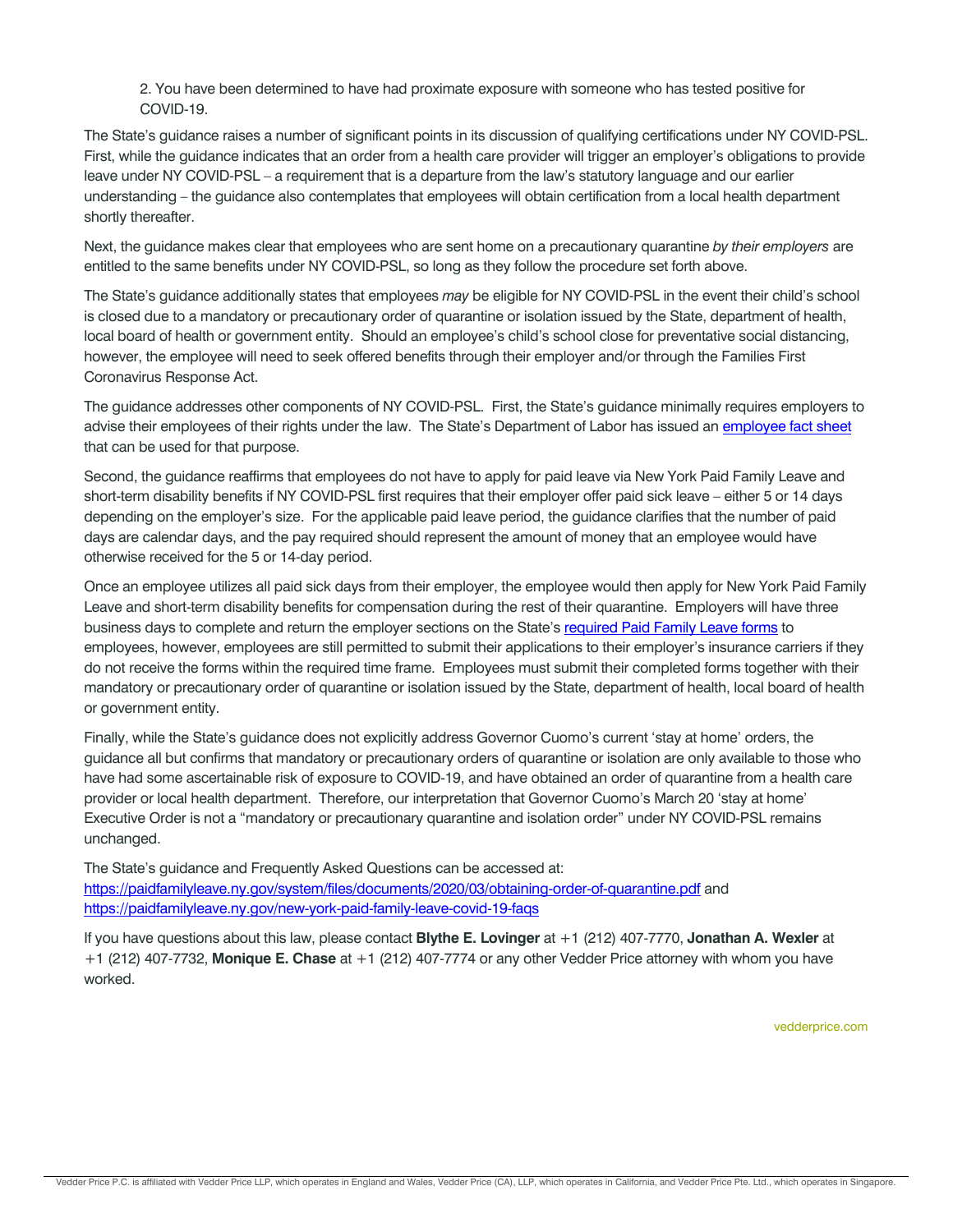2. You have been determined to have had proximate exposure with someone who has tested positive for COVID-19.

The State's guidance raises a number of significant points in its discussion of qualifying certifications under NY COVID-PSL. First, while the guidance indicates that an order from a health care provider will trigger an employer's obligations to provide leave under NY COVID-PSL – a requirement that is a departure from the law's statutory language and our earlier understanding – the guidance also contemplates that employees will obtain certification from a local health department shortly thereafter.

Next, the guidance makes clear that employees who are sent home on a precautionary quarantine *by their employers* are entitled to the same benefits under NY COVID-PSL, so long as they follow the procedure set forth above.

The State's guidance additionally states that employees *may* be eligible for NY COVID-PSL in the event their child's school is closed due to a mandatory or precautionary order of quarantine or isolation issued by the State, department of health, local board of health or government entity. Should an employee's child's school close for preventative social distancing, however, the employee will need to seek offered benefits through their employer and/or through the Families First Coronavirus Response Act.

The guidance addresses other components of NY COVID-PSL. First, the State's guidance minimally requires employers to advise their employees of their rights under the law. The State's Department of Labor has issued an employee fact sheet that can be used for that purpose.

Second, the guidance reaffirms that employees do not have to apply for paid leave via New York Paid Family Leave and short-term disability benefits if NY COVID-PSL first requires that their employer offer paid sick leave – either 5 or 14 days depending on the employer's size. For the applicable paid leave period, the guidance clarifies that the number of paid days are calendar days, and the pay required should represent the amount of money that an employee would have otherwise received for the 5 or 14-day period.

Once an employee utilizes all paid sick days from their employer, the employee would then apply for New York Paid Family Leave and short-term disability benefits for compensation during the rest of their quarantine. Employers will have three business days to complete and return the employer sections on the State's required Paid Family Leave forms to employees, however, employees are still permitted to submit their applications to their employer's insurance carriers if they do not receive the forms within the required time frame. Employees must submit their completed forms together with their mandatory or precautionary order of quarantine or isolation issued by the State, department of health, local board of health or government entity.

Finally, while the State's guidance does not explicitly address Governor Cuomo's current 'stay at home' orders, the guidance all but confirms that mandatory or precautionary orders of quarantine or isolation are only available to those who have had some ascertainable risk of exposure to COVID-19, and have obtained an order of quarantine from a health care provider or local health department. Therefore, our interpretation that Governor Cuomo's March 20 'stay at home' Executive Order is not a "mandatory or precautionary quarantine and isolation order" under NY COVID-PSL remains unchanged.

The State's guidance and Frequently Asked Questions can be accessed at:
https://paidfamilyleave.ny.gov/system/files/documents/2020/03/obtaining-order-of-quarantine.pdf and
https://paidfamilyleave.ny.gov/new-york-paid-family-leave-covid-19-faqs

If you have questions about this law, please contact **Blythe E. Lovinger** at +1 (212) 407-7770, **Jonathan A. Wexler** at +1 (212) 407-7732, **Monique E. Chase** at +1 (212) 407-7774 or any other Vedder Price attorney with whom you have worked.

vedderprice.com

Vedder Price P.C. is affiliated with Vedder Price LLP, which operates in England and Wales, Vedder Price (CA), LLP, which operates in California, and Vedder Price Pte. Ltd., which operates in Singapore.